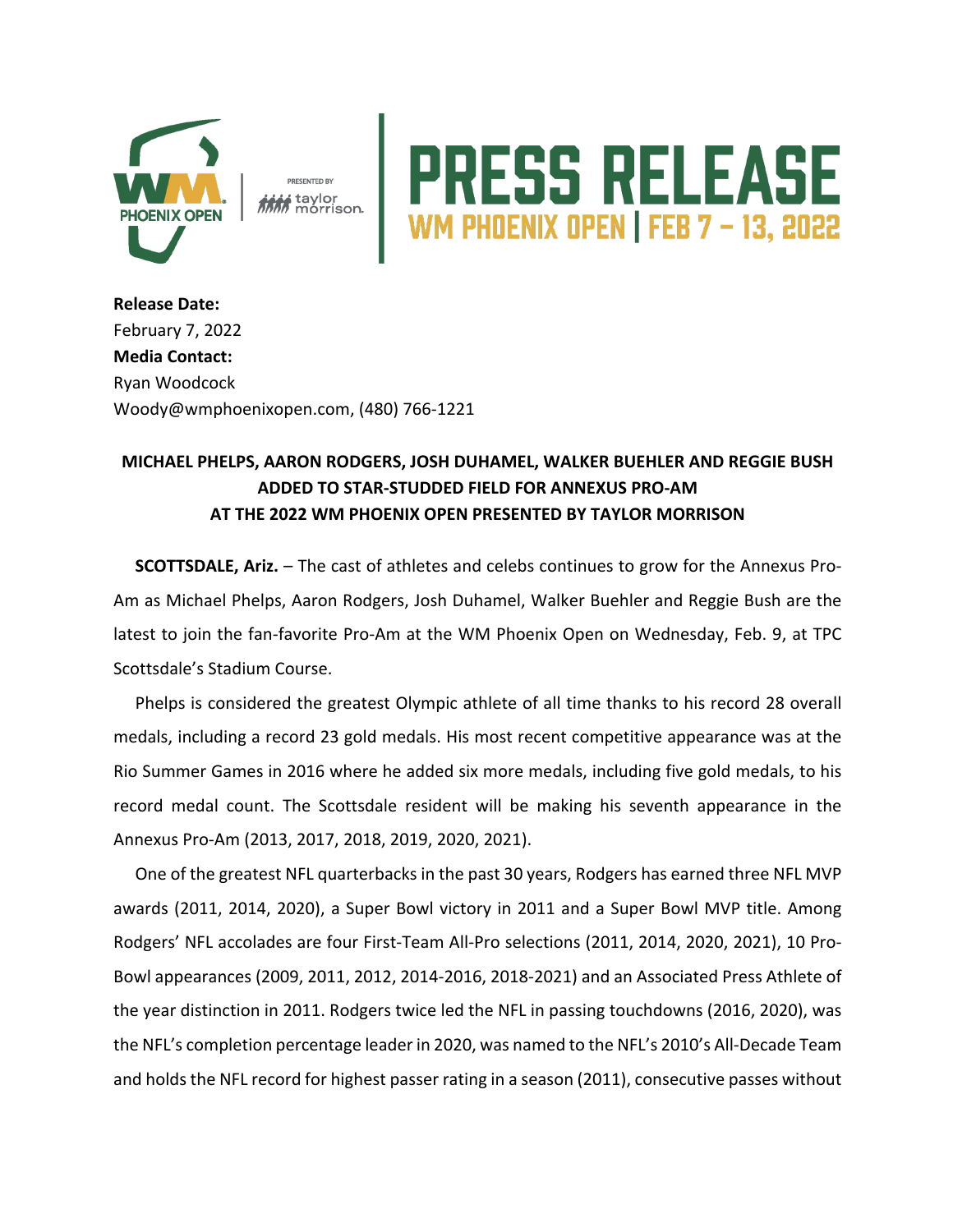# PRESS RELEASE

WM PHOENIX OPEN | FEB 7 – 13, 2022

**Release Date:**
February 7, 2022
**Media Contact:**
Ryan Woodcock
Woody@wmphoenixopen.com, (480) 766-1221

## MICHAEL PHELPS, AARON RODGERS, JOSH DUHAMEL, WALKER BUEHLER AND REGGIE BUSH ADDED TO STAR-STUDDED FIELD FOR ANNEXUS PRO-AM AT THE 2022 WM PHOENIX OPEN PRESENTED BY TAYLOR MORRISON

**SCOTTSDALE, Ariz.** – The cast of athletes and celebs continues to grow for the Annexus Pro-Am as Michael Phelps, Aaron Rodgers, Josh Duhamel, Walker Buehler and Reggie Bush are the latest to join the fan-favorite Pro-Am at the WM Phoenix Open on Wednesday, Feb. 9, at TPC Scottsdale's Stadium Course.

Phelps is considered the greatest Olympic athlete of all time thanks to his record 28 overall medals, including a record 23 gold medals. His most recent competitive appearance was at the Rio Summer Games in 2016 where he added six more medals, including five gold medals, to his record medal count. The Scottsdale resident will be making his seventh appearance in the Annexus Pro-Am (2013, 2017, 2018, 2019, 2020, 2021).

One of the greatest NFL quarterbacks in the past 30 years, Rodgers has earned three NFL MVP awards (2011, 2014, 2020), a Super Bowl victory in 2011 and a Super Bowl MVP title. Among Rodgers' NFL accolades are four First-Team All-Pro selections (2011, 2014, 2020, 2021), 10 Pro-Bowl appearances (2009, 2011, 2012, 2014-2016, 2018-2021) and an Associated Press Athlete of the year distinction in 2011. Rodgers twice led the NFL in passing touchdowns (2016, 2020), was the NFL's completion percentage leader in 2020, was named to the NFL's 2010's All-Decade Team and holds the NFL record for highest passer rating in a season (2011), consecutive passes without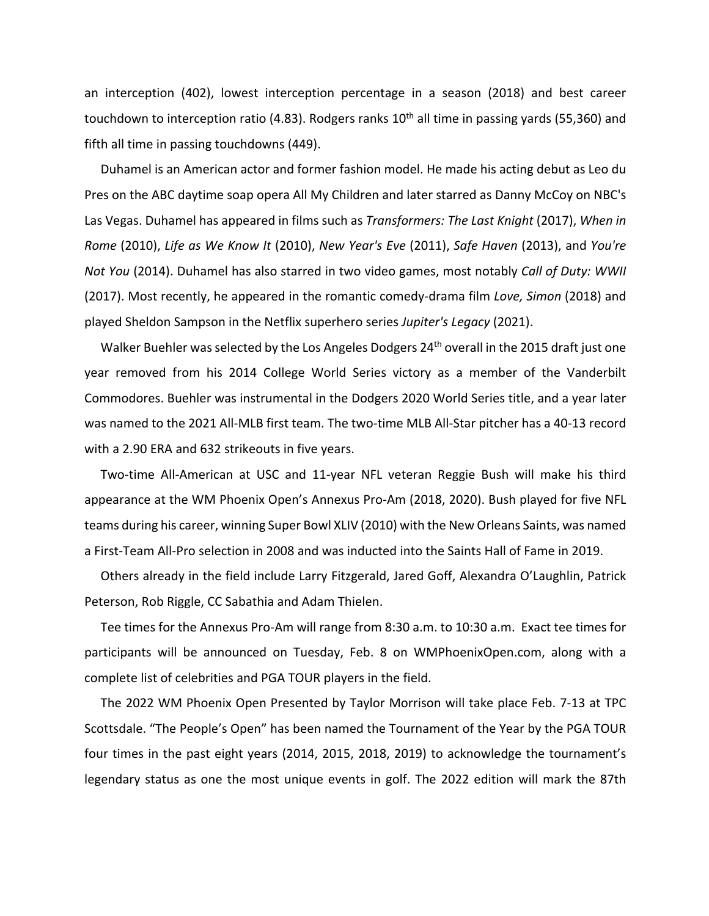an interception (402), lowest interception percentage in a season (2018) and best career touchdown to interception ratio (4.83). Rodgers ranks 10th all time in passing yards (55,360) and fifth all time in passing touchdowns (449).

Duhamel is an American actor and former fashion model. He made his acting debut as Leo du Pres on the ABC daytime soap opera All My Children and later starred as Danny McCoy on NBC's Las Vegas. Duhamel has appeared in films such as *Transformers: The Last Knight* (2017), *When in Rome* (2010), *Life as We Know It* (2010), *New Year's Eve* (2011), *Safe Haven* (2013), and *You're Not You* (2014). Duhamel has also starred in two video games, most notably *Call of Duty: WWII* (2017). Most recently, he appeared in the romantic comedy-drama film *Love, Simon* (2018) and played Sheldon Sampson in the Netflix superhero series *Jupiter's Legacy* (2021).

Walker Buehler was selected by the Los Angeles Dodgers 24th overall in the 2015 draft just one year removed from his 2014 College World Series victory as a member of the Vanderbilt Commodores. Buehler was instrumental in the Dodgers 2020 World Series title, and a year later was named to the 2021 All-MLB first team. The two-time MLB All-Star pitcher has a 40-13 record with a 2.90 ERA and 632 strikeouts in five years.

Two-time All-American at USC and 11-year NFL veteran Reggie Bush will make his third appearance at the WM Phoenix Open's Annexus Pro-Am (2018, 2020). Bush played for five NFL teams during his career, winning Super Bowl XLIV (2010) with the New Orleans Saints, was named a First-Team All-Pro selection in 2008 and was inducted into the Saints Hall of Fame in 2019.

Others already in the field include Larry Fitzgerald, Jared Goff, Alexandra O'Laughlin, Patrick Peterson, Rob Riggle, CC Sabathia and Adam Thielen.

Tee times for the Annexus Pro-Am will range from 8:30 a.m. to 10:30 a.m. Exact tee times for participants will be announced on Tuesday, Feb. 8 on WMPhoenixOpen.com, along with a complete list of celebrities and PGA TOUR players in the field.

The 2022 WM Phoenix Open Presented by Taylor Morrison will take place Feb. 7-13 at TPC Scottsdale. "The People's Open" has been named the Tournament of the Year by the PGA TOUR four times in the past eight years (2014, 2015, 2018, 2019) to acknowledge the tournament's legendary status as one the most unique events in golf. The 2022 edition will mark the 87th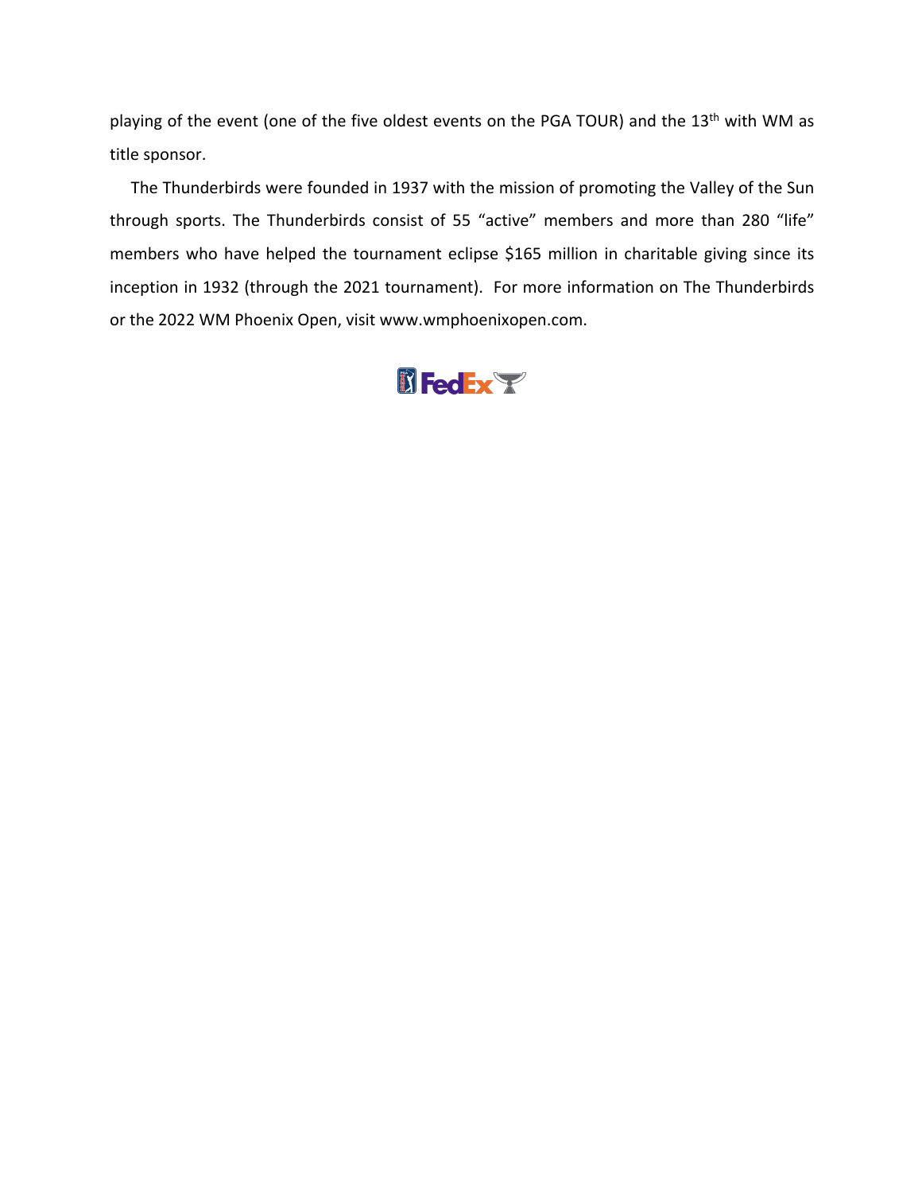playing of the event (one of the five oldest events on the PGA TOUR) and the 13th with WM as title sponsor.

The Thunderbirds were founded in 1937 with the mission of promoting the Valley of the Sun through sports. The Thunderbirds consist of 55 "active" members and more than 280 "life" members who have helped the tournament eclipse $165 million in charitable giving since its inception in 1932 (through the 2021 tournament). For more information on The Thunderbirds or the 2022 WM Phoenix Open, visit www.wmphoenixopen.com.